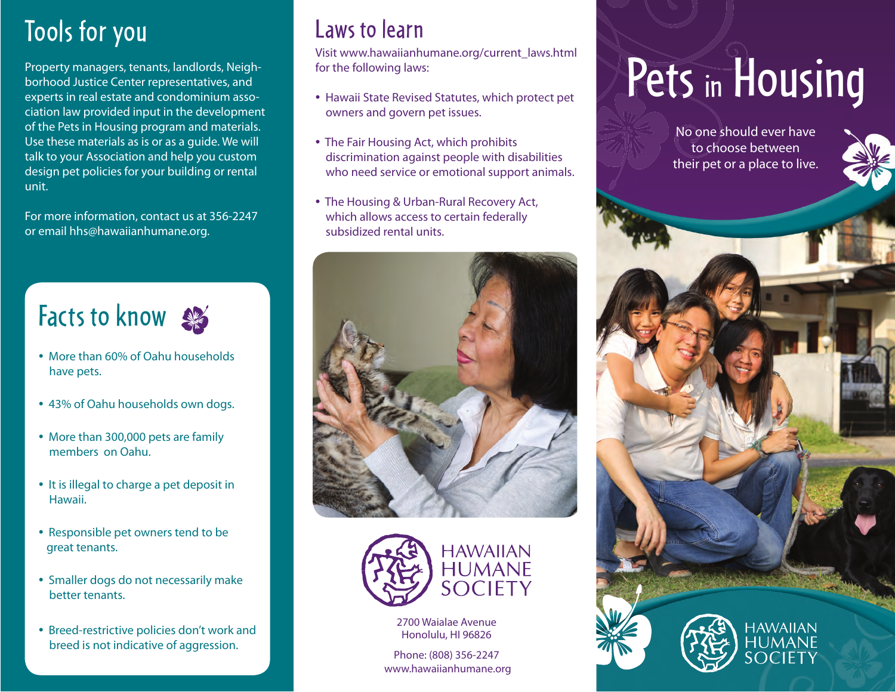## Tools for you

Property managers, tenants, landlords, Neighborhood Justice Center representatives, and experts in real estate and condominium association law provided input in the development of the Pets in Housing program and materials. Use these materials as is or as a guide. We will talk to your Association and help you custom design pet policies for your building or rental unit.

For more information, contact us at 356-2247 or email hhs@hawaiianhumane.org.

## Facts to know

- More than 60% of Oahu households have pets.
- 43% of Oahu households own dogs.
- More than 300,000 pets are family members on Oahu.
- It is illegal to charge a pet deposit in Hawaii.
- Responsible pet owners tend to be great tenants.
- Smaller dogs do not necessarily make better tenants.
- Breed-restrictive policies don't work and breed is not indicative of aggression.

## Laws to learn

Visit www.hawaiianhumane.org/current_laws.html for the following laws:

- Hawaii State Revised Statutes, which protect pet owners and govern pet issues.
- The Fair Housing Act, which prohibits discrimination against people with disabilities who need service or emotional support animals.
- The Housing & Urban-Rural Recovery Act, which allows access to certain federally subsidized rental units.

HAWAIIAN HUMANE SOCIETY

2700 Waialae Avenue
Honolulu, HI 96826

Phone: (808) 356-2247
www.hawaiianhumane.org

# Pets in Housing

No one should ever have to choose between their pet or a place to live.

HAWAIIAN HUMANE SOCIETY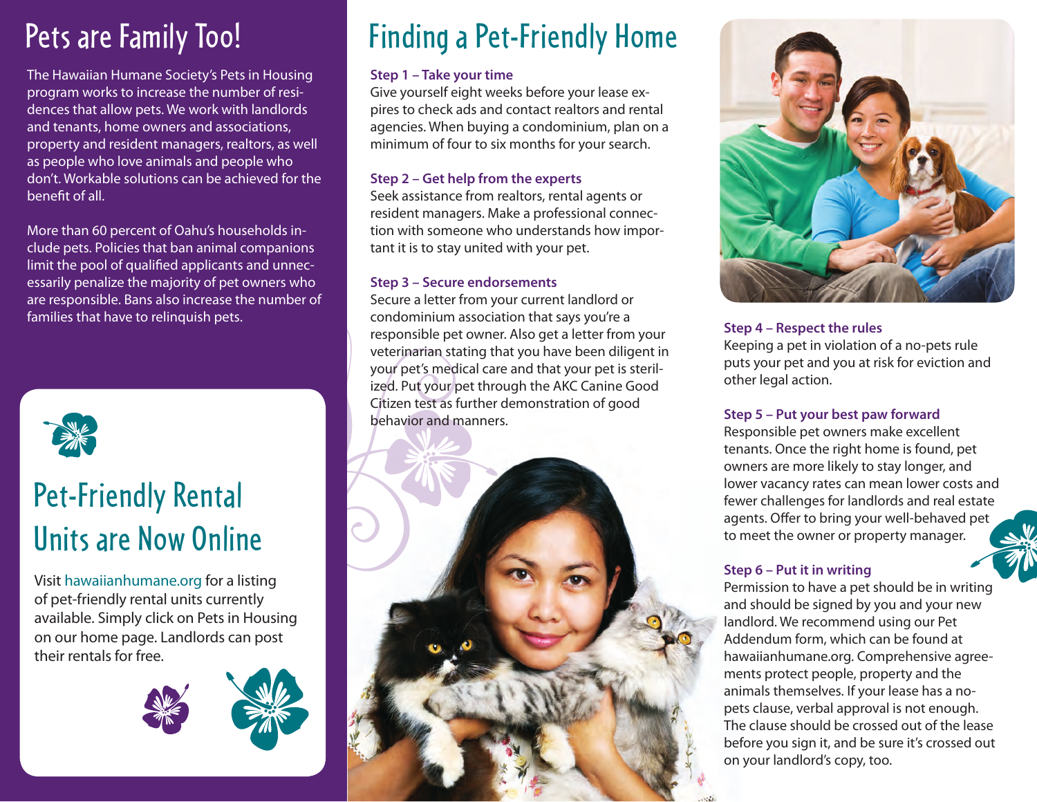# Pets are Family Too!

The Hawaiian Humane Society's Pets in Housing program works to increase the number of residences that allow pets. We work with landlords and tenants, home owners and associations, property and resident managers, realtors, as well as people who love animals and people who don't. Workable solutions can be achieved for the benefit of all.

More than 60 percent of Oahu's households include pets. Policies that ban animal companions limit the pool of qualified applicants and unnecessarily penalize the majority of pet owners who are responsible. Bans also increase the number of families that have to relinquish pets.

## Pet-Friendly Rental Units are Now Online

Visit hawaiianhumane.org for a listing of pet-friendly rental units currently available. Simply click on Pets in Housing on our home page. Landlords can post their rentals for free.

# Finding a Pet-Friendly Home

**Step 1 – Take your time**
Give yourself eight weeks before your lease expires to check ads and contact realtors and rental agencies. When buying a condominium, plan on a minimum of four to six months for your search.

**Step 2 – Get help from the experts**
Seek assistance from realtors, rental agents or resident managers. Make a professional connection with someone who understands how important it is to stay united with your pet.

**Step 3 – Secure endorsements**
Secure a letter from your current landlord or condominium association that says you're a responsible pet owner. Also get a letter from your veterinarian stating that you have been diligent in your pet's medical care and that your pet is sterilized. Put your pet through the AKC Canine Good Citizen test as further demonstration of good behavior and manners.

**Step 4 – Respect the rules**
Keeping a pet in violation of a no-pets rule puts your pet and you at risk for eviction and other legal action.

**Step 5 – Put your best paw forward**
Responsible pet owners make excellent tenants. Once the right home is found, pet owners are more likely to stay longer, and lower vacancy rates can mean lower costs and fewer challenges for landlords and real estate agents. Offer to bring your well-behaved pet to meet the owner or property manager.

**Step 6 – Put it in writing**
Permission to have a pet should be in writing and should be signed by you and your new landlord. We recommend using our Pet Addendum form, which can be found at hawaiianhumane.org. Comprehensive agreements protect people, property and the animals themselves. If your lease has a no-pets clause, verbal approval is not enough. The clause should be crossed out of the lease before you sign it, and be sure it's crossed out on your landlord's copy, too.